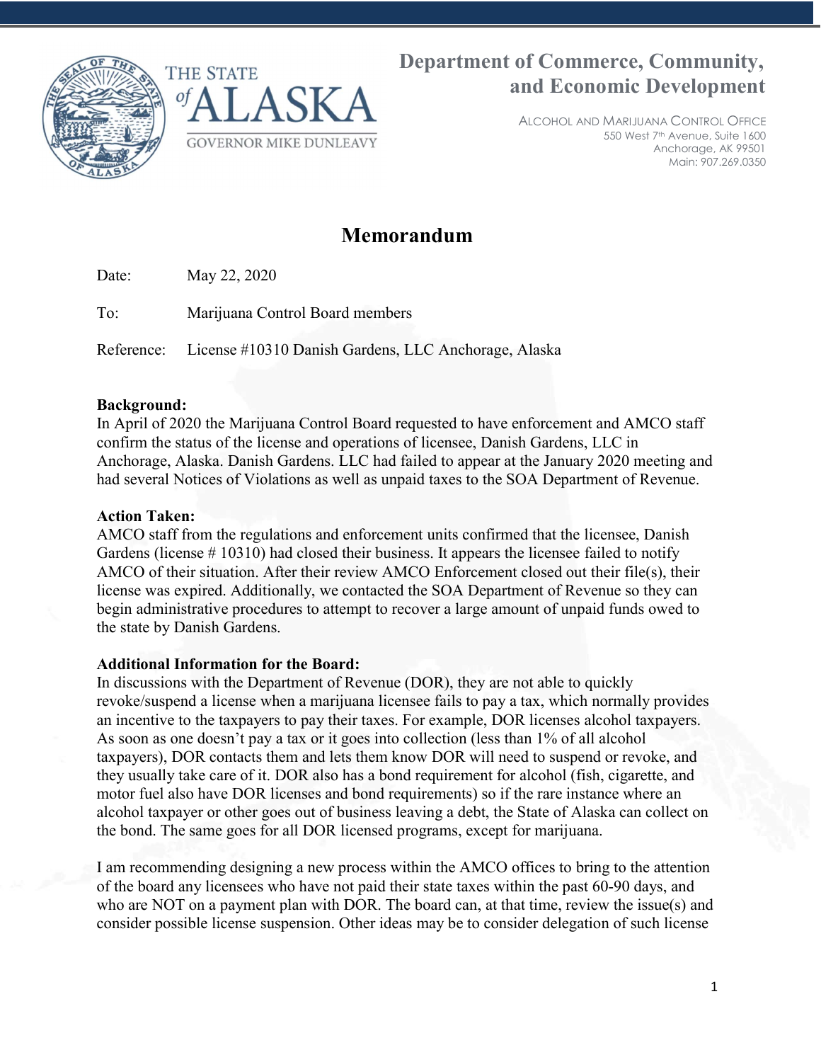THE STATE *of* ALASKA

GOVERNOR MIKE DUNLEAVY

**Department of Commerce, Community, and Economic Development**

ALCOHOL AND MARIJUANA CONTROL OFFICE
550 West 7th Avenue, Suite 1600
Anchorage, AK 99501
Main: 907.269.0350

# Memorandum

Date: May 22, 2020

To: Marijuana Control Board members

Reference: License #10310 Danish Gardens, LLC Anchorage, Alaska

**Background:**
In April of 2020 the Marijuana Control Board requested to have enforcement and AMCO staff confirm the status of the license and operations of licensee, Danish Gardens, LLC in Anchorage, Alaska. Danish Gardens. LLC had failed to appear at the January 2020 meeting and had several Notices of Violations as well as unpaid taxes to the SOA Department of Revenue.

**Action Taken:**
AMCO staff from the regulations and enforcement units confirmed that the licensee, Danish Gardens (license # 10310) had closed their business. It appears the licensee failed to notify AMCO of their situation. After their review AMCO Enforcement closed out their file(s), their license was expired. Additionally, we contacted the SOA Department of Revenue so they can begin administrative procedures to attempt to recover a large amount of unpaid funds owed to the state by Danish Gardens.

**Additional Information for the Board:**
In discussions with the Department of Revenue (DOR), they are not able to quickly revoke/suspend a license when a marijuana licensee fails to pay a tax, which normally provides an incentive to the taxpayers to pay their taxes. For example, DOR licenses alcohol taxpayers. As soon as one doesn't pay a tax or it goes into collection (less than 1% of all alcohol taxpayers), DOR contacts them and lets them know DOR will need to suspend or revoke, and they usually take care of it. DOR also has a bond requirement for alcohol (fish, cigarette, and motor fuel also have DOR licenses and bond requirements) so if the rare instance where an alcohol taxpayer or other goes out of business leaving a debt, the State of Alaska can collect on the bond. The same goes for all DOR licensed programs, except for marijuana.

I am recommending designing a new process within the AMCO offices to bring to the attention of the board any licensees who have not paid their state taxes within the past 60-90 days, and who are NOT on a payment plan with DOR. The board can, at that time, review the issue(s) and consider possible license suspension. Other ideas may be to consider delegation of such license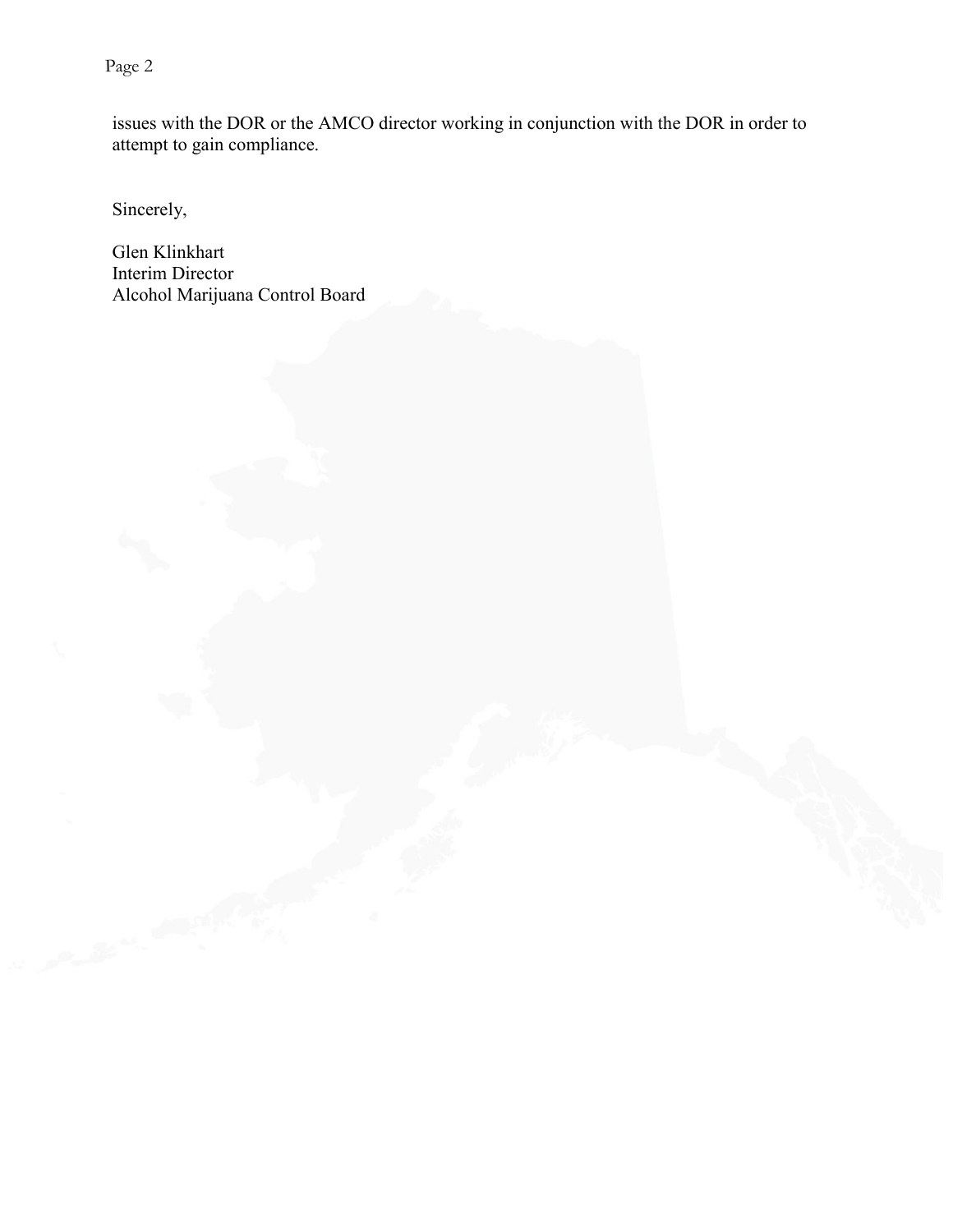issues with the DOR or the AMCO director working in conjunction with the DOR in order to attempt to gain compliance.

Sincerely,

Glen Klinkhart
Interim Director
Alcohol Marijuana Control Board